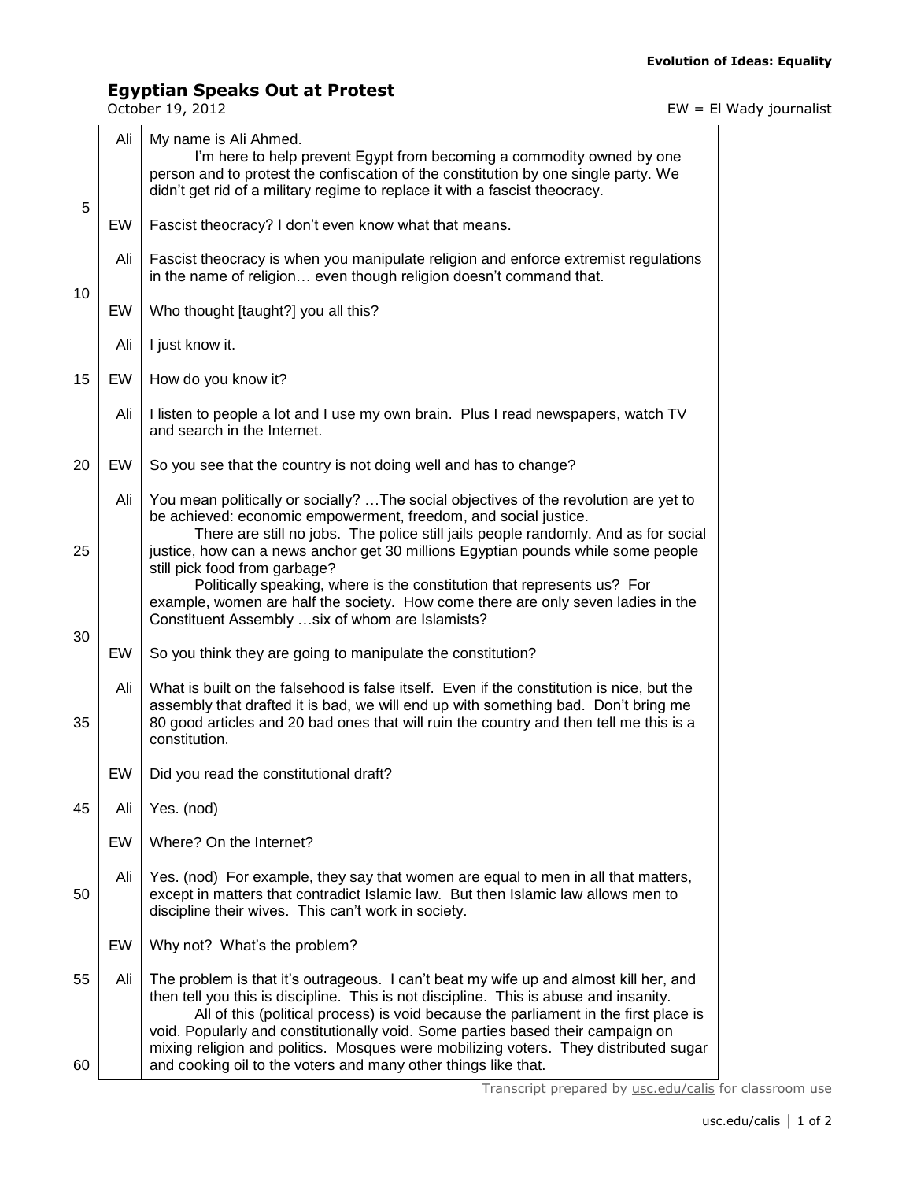**Evolution of Ideas: Equality**

# Egyptian Speaks Out at Protest

October 19, 2012

EW = El Wady journalist

**Ali:** My name is Ali Ahmed.

I'm here to help prevent Egypt from becoming a commodity owned by one person and to protest the confiscation of the constitution by one single party. We didn't get rid of a military regime to replace it with a fascist theocracy.

**EW:** Fascist theocracy? I don't even know what that means.

**Ali:** Fascist theocracy is when you manipulate religion and enforce extremist regulations in the name of religion… even though religion doesn't command that.

**EW:** Who thought [taught?] you all this?

**Ali:** I just know it.

**EW:** How do you know it?

**Ali:** I listen to people a lot and I use my own brain. Plus I read newspapers, watch TV and search in the Internet.

**EW:** So you see that the country is not doing well and has to change?

**Ali:** You mean politically or socially? …The social objectives of the revolution are yet to be achieved: economic empowerment, freedom, and social justice.

There are still no jobs. The police still jails people randomly. And as for social justice, how can a news anchor get 30 millions Egyptian pounds while some people still pick food from garbage?

Politically speaking, where is the constitution that represents us? For example, women are half the society. How come there are only seven ladies in the Constituent Assembly …six of whom are Islamists?

**EW:** So you think they are going to manipulate the constitution?

**Ali:** What is built on the falsehood is false itself. Even if the constitution is nice, but the assembly that drafted it is bad, we will end up with something bad. Don't bring me 80 good articles and 20 bad ones that will ruin the country and then tell me this is a constitution.

**EW:** Did you read the constitutional draft?

**Ali:** Yes. (nod)

**EW:** Where? On the Internet?

**Ali:** Yes. (nod) For example, they say that women are equal to men in all that matters, except in matters that contradict Islamic law. But then Islamic law allows men to discipline their wives. This can't work in society.

**EW:** Why not? What's the problem?

**Ali:** The problem is that it's outrageous. I can't beat my wife up and almost kill her, and then tell you this is discipline. This is not discipline. This is abuse and insanity.

All of this (political process) is void because the parliament in the first place is void. Popularly and constitutionally void. Some parties based their campaign on mixing religion and politics. Mosques were mobilizing voters. They distributed sugar and cooking oil to the voters and many other things like that.

Transcript prepared by usc.edu/calis for classroom use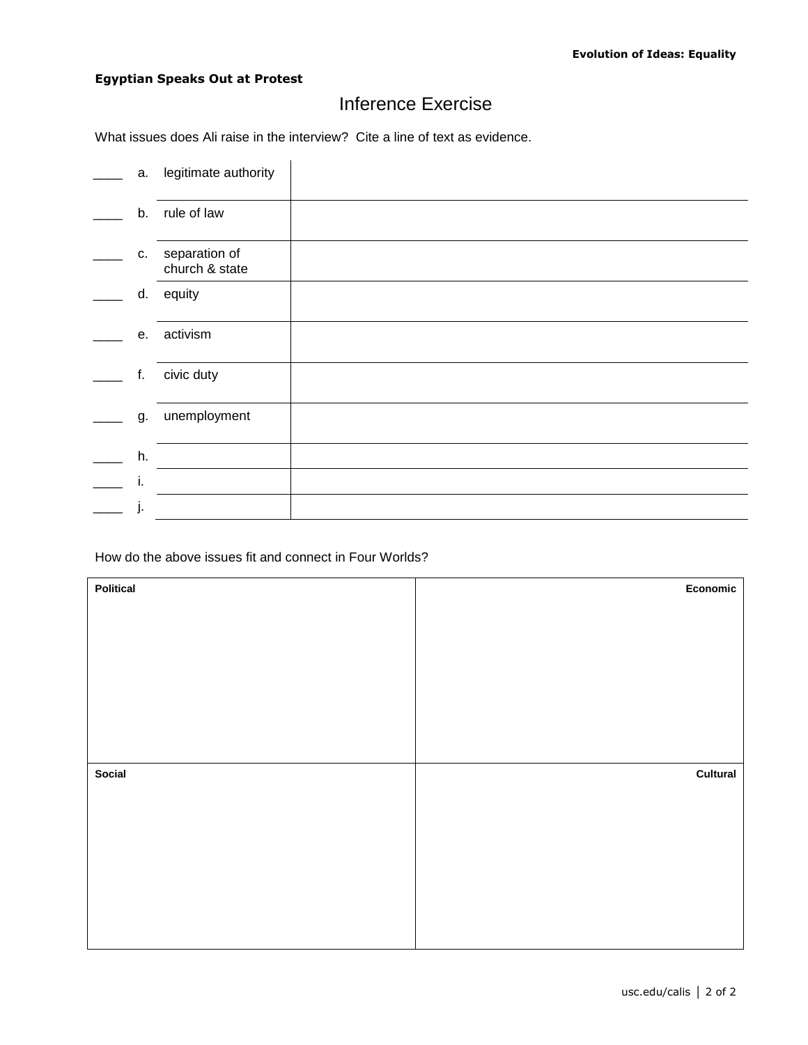**Evolution of Ideas: Equality**

**Egyptian Speaks Out at Protest**

# Inference Exercise

What issues does Ali raise in the interview? Cite a line of text as evidence.

| | | | |
|---|---|---|---|
| ____ | a. | legitimate authority | |
| ____ | b. | rule of law | |
| ____ | c. | separation of church & state | |
| ____ | d. | equity | |
| ____ | e. | activism | |
| ____ | f. | civic duty | |
| ____ | g. | unemployment | |
| ____ | h. | | |
| ____ | i. | | |
| ____ | j. | | |

How do the above issues fit and connect in Four Worlds?

| | |
|---|---|
| **Political** | **Economic** |
| **Social** | **Cultural** |